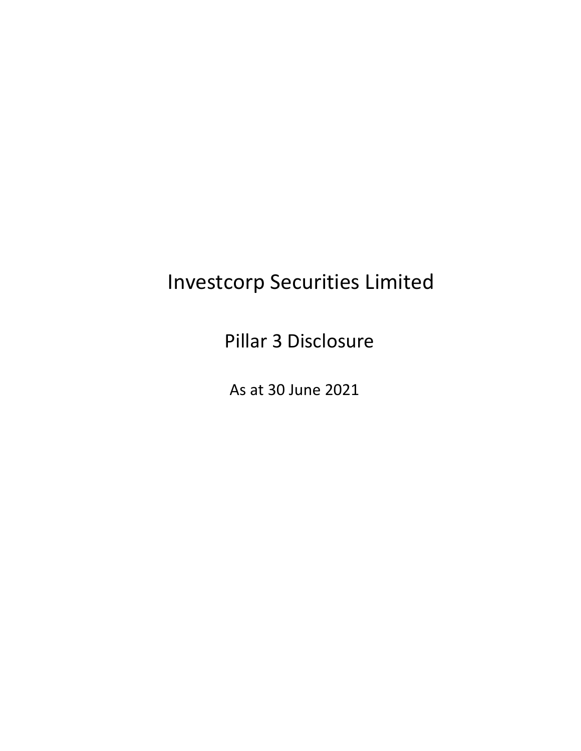# Investcorp Securities Limited

## Pillar 3 Disclosure

As at 30 June 2021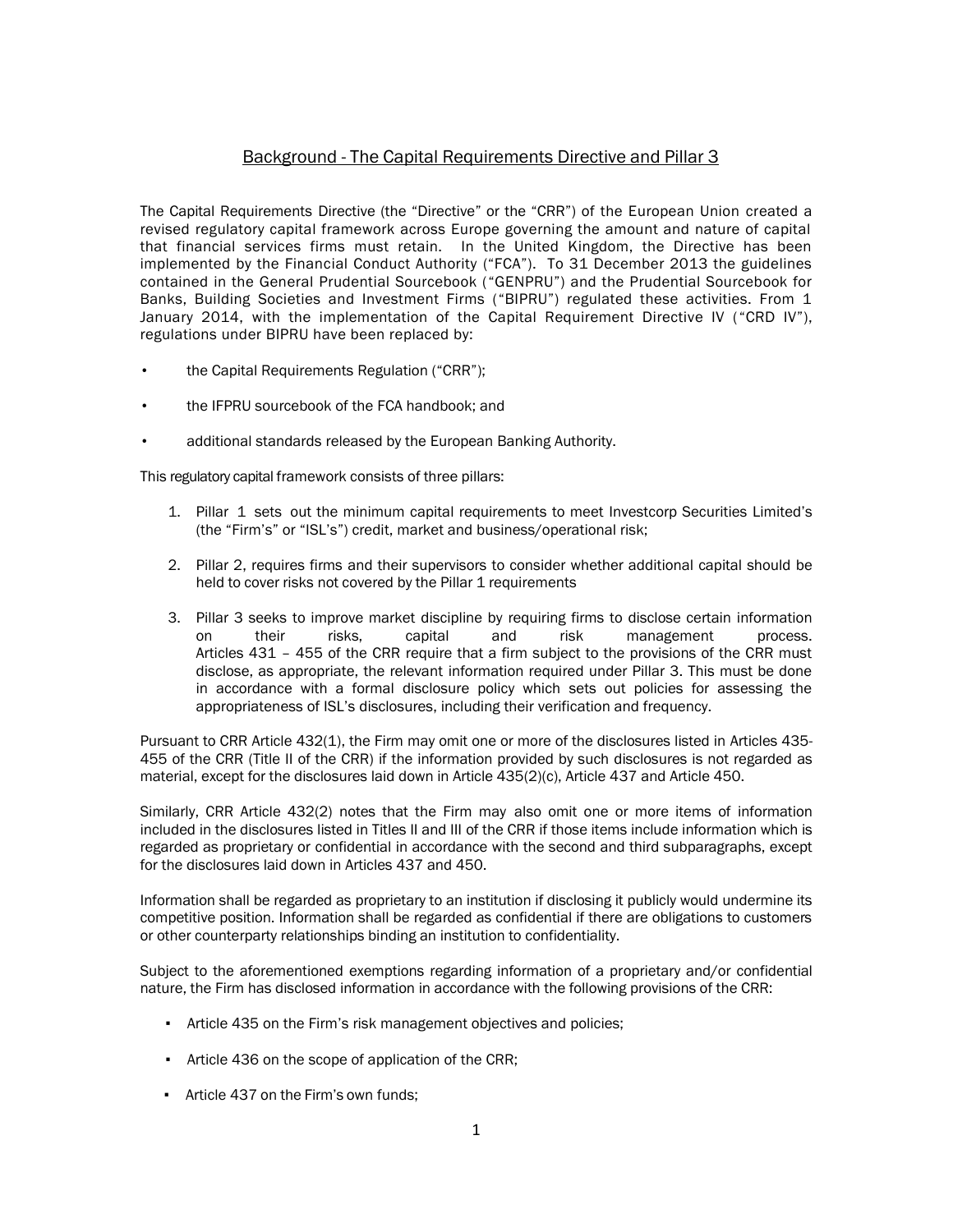## Background - The Capital Requirements Directive and Pillar 3

The Capital Requirements Directive (the "Directive" or the "CRR") of the European Union created a revised regulatory capital framework across Europe governing the amount and nature of capital that financial services firms must retain. In the United Kingdom, the Directive has been implemented by the Financial Conduct Authority ("FCA"). To 31 December 2013 the guidelines contained in the General Prudential Sourcebook ("GENPRU") and the Prudential Sourcebook for Banks, Building Societies and Investment Firms ("BIPRU") regulated these activities. From 1 January 2014, with the implementation of the Capital Requirement Directive IV ("CRD IV"), regulations under BIPRU have been replaced by:

- the Capital Requirements Regulation ("CRR");
- the IFPRU sourcebook of the FCA handbook; and
- additional standards released by the European Banking Authority.

This regulatory capital framework consists of three pillars:

1. Pillar 1 sets out the minimum capital requirements to meet Investcorp Securities Limited's (the "Firm's" or "ISL's") credit, market and business/operational risk;
2. Pillar 2, requires firms and their supervisors to consider whether additional capital should be held to cover risks not covered by the Pillar 1 requirements
3. Pillar 3 seeks to improve market discipline by requiring firms to disclose certain information on their risks, capital and risk management process. Articles 431 – 455 of the CRR require that a firm subject to the provisions of the CRR must disclose, as appropriate, the relevant information required under Pillar 3. This must be done in accordance with a formal disclosure policy which sets out policies for assessing the appropriateness of ISL's disclosures, including their verification and frequency.

Pursuant to CRR Article 432(1), the Firm may omit one or more of the disclosures listed in Articles 435-455 of the CRR (Title II of the CRR) if the information provided by such disclosures is not regarded as material, except for the disclosures laid down in Article 435(2)(c), Article 437 and Article 450.

Similarly, CRR Article 432(2) notes that the Firm may also omit one or more items of information included in the disclosures listed in Titles II and III of the CRR if those items include information which is regarded as proprietary or confidential in accordance with the second and third subparagraphs, except for the disclosures laid down in Articles 437 and 450.

Information shall be regarded as proprietary to an institution if disclosing it publicly would undermine its competitive position. Information shall be regarded as confidential if there are obligations to customers or other counterparty relationships binding an institution to confidentiality.

Subject to the aforementioned exemptions regarding information of a proprietary and/or confidential nature, the Firm has disclosed information in accordance with the following provisions of the CRR:

- Article 435 on the Firm's risk management objectives and policies;
- Article 436 on the scope of application of the CRR;
- Article 437 on the Firm's own funds;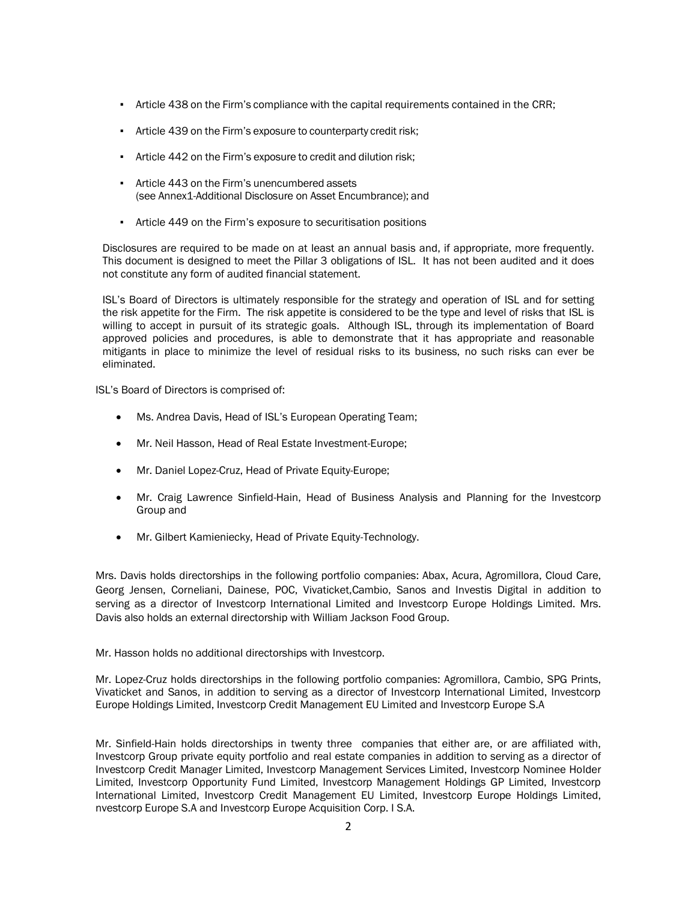- Article 438 on the Firm's compliance with the capital requirements contained in the CRR;
- Article 439 on the Firm's exposure to counterparty credit risk;
- Article 442 on the Firm's exposure to credit and dilution risk;
- Article 443 on the Firm's unencumbered assets
  (see Annex1-Additional Disclosure on Asset Encumbrance); and
- Article 449 on the Firm's exposure to securitisation positions

Disclosures are required to be made on at least an annual basis and, if appropriate, more frequently. This document is designed to meet the Pillar 3 obligations of ISL. It has not been audited and it does not constitute any form of audited financial statement.

ISL's Board of Directors is ultimately responsible for the strategy and operation of ISL and for setting the risk appetite for the Firm. The risk appetite is considered to be the type and level of risks that ISL is willing to accept in pursuit of its strategic goals. Although ISL, through its implementation of Board approved policies and procedures, is able to demonstrate that it has appropriate and reasonable mitigants in place to minimize the level of residual risks to its business, no such risks can ever be eliminated.

ISL's Board of Directors is comprised of:

- Ms. Andrea Davis, Head of ISL's European Operating Team;
- Mr. Neil Hasson, Head of Real Estate Investment-Europe;
- Mr. Daniel Lopez-Cruz, Head of Private Equity-Europe;
- Mr. Craig Lawrence Sinfield-Hain, Head of Business Analysis and Planning for the Investcorp Group and
- Mr. Gilbert Kamieniecky, Head of Private Equity-Technology.

Mrs. Davis holds directorships in the following portfolio companies: Abax, Acura, Agromillora, Cloud Care, Georg Jensen, Corneliani, Dainese, POC, Vivaticket,Cambio, Sanos and Investis Digital in addition to serving as a director of Investcorp International Limited and Investcorp Europe Holdings Limited. Mrs. Davis also holds an external directorship with William Jackson Food Group.

Mr. Hasson holds no additional directorships with Investcorp.

Mr. Lopez-Cruz holds directorships in the following portfolio companies: Agromillora, Cambio, SPG Prints, Vivaticket and Sanos, in addition to serving as a director of Investcorp International Limited, Investcorp Europe Holdings Limited, Investcorp Credit Management EU Limited and Investcorp Europe S.A

Mr. Sinfield-Hain holds directorships in twenty three companies that either are, or are affiliated with, Investcorp Group private equity portfolio and real estate companies in addition to serving as a director of Investcorp Credit Manager Limited, Investcorp Management Services Limited, Investcorp Nominee Holder Limited, Investcorp Opportunity Fund Limited, Investcorp Management Holdings GP Limited, Investcorp International Limited, Investcorp Credit Management EU Limited, Investcorp Europe Holdings Limited, nvestcorp Europe S.A and Investcorp Europe Acquisition Corp. I S.A.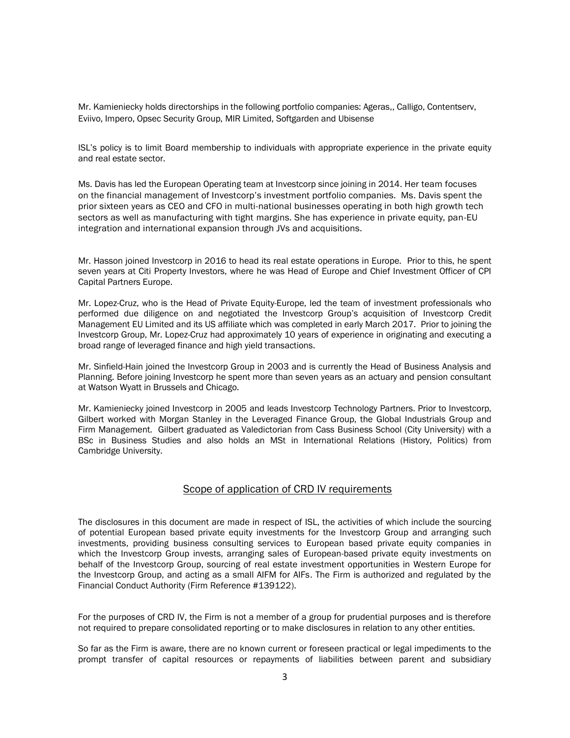Mr. Kamieniecky holds directorships in the following portfolio companies: Ageras,, Calligo, Contentserv, Eviivo, Impero, Opsec Security Group, MIR Limited, Softgarden and Ubisense

ISL's policy is to limit Board membership to individuals with appropriate experience in the private equity and real estate sector.

Ms. Davis has led the European Operating team at Investcorp since joining in 2014. Her team focuses on the financial management of Investcorp's investment portfolio companies. Ms. Davis spent the prior sixteen years as CEO and CFO in multi-national businesses operating in both high growth tech sectors as well as manufacturing with tight margins. She has experience in private equity, pan-EU integration and international expansion through JVs and acquisitions.

Mr. Hasson joined Investcorp in 2016 to head its real estate operations in Europe. Prior to this, he spent seven years at Citi Property Investors, where he was Head of Europe and Chief Investment Officer of CPI Capital Partners Europe.

Mr. Lopez-Cruz, who is the Head of Private Equity-Europe, led the team of investment professionals who performed due diligence on and negotiated the Investcorp Group's acquisition of Investcorp Credit Management EU Limited and its US affiliate which was completed in early March 2017. Prior to joining the Investcorp Group, Mr. Lopez-Cruz had approximately 10 years of experience in originating and executing a broad range of leveraged finance and high yield transactions.

Mr. Sinfield-Hain joined the Investcorp Group in 2003 and is currently the Head of Business Analysis and Planning. Before joining Investcorp he spent more than seven years as an actuary and pension consultant at Watson Wyatt in Brussels and Chicago.

Mr. Kamieniecky joined Investcorp in 2005 and leads Investcorp Technology Partners. Prior to Investcorp, Gilbert worked with Morgan Stanley in the Leveraged Finance Group, the Global Industrials Group and Firm Management. Gilbert graduated as Valedictorian from Cass Business School (City University) with a BSc in Business Studies and also holds an MSt in International Relations (History, Politics) from Cambridge University.

## Scope of application of CRD IV requirements

The disclosures in this document are made in respect of ISL, the activities of which include the sourcing of potential European based private equity investments for the Investcorp Group and arranging such investments, providing business consulting services to European based private equity companies in which the Investcorp Group invests, arranging sales of European-based private equity investments on behalf of the Investcorp Group, sourcing of real estate investment opportunities in Western Europe for the Investcorp Group, and acting as a small AIFM for AIFs. The Firm is authorized and regulated by the Financial Conduct Authority (Firm Reference #139122).

For the purposes of CRD IV, the Firm is not a member of a group for prudential purposes and is therefore not required to prepare consolidated reporting or to make disclosures in relation to any other entities.

So far as the Firm is aware, there are no known current or foreseen practical or legal impediments to the prompt transfer of capital resources or repayments of liabilities between parent and subsidiary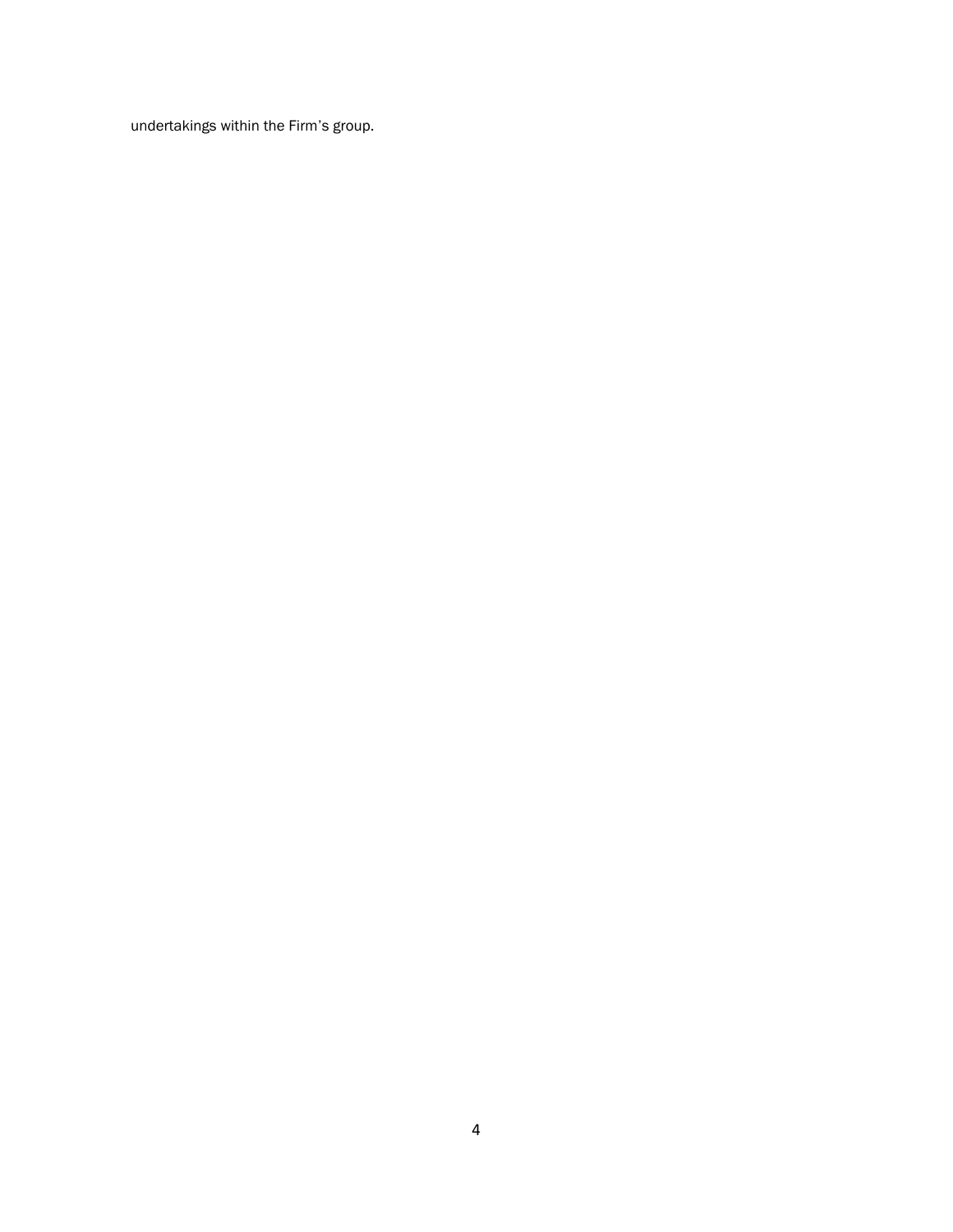undertakings within the Firm's group.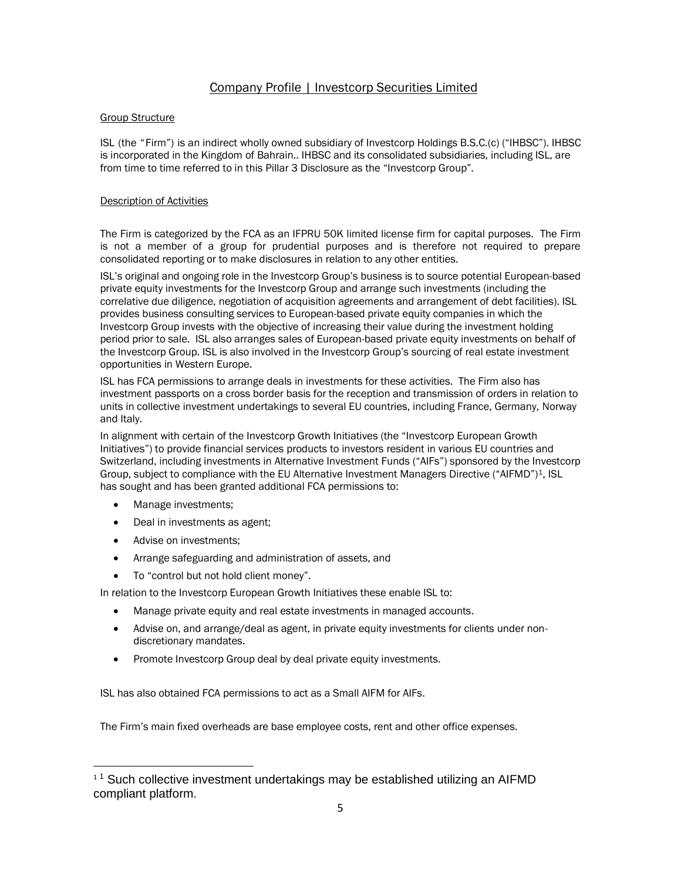## Company Profile | Investcorp Securities Limited

### Group Structure

ISL (the "Firm") is an indirect wholly owned subsidiary of Investcorp Holdings B.S.C.(c) ("IHBSC"). IHBSC is incorporated in the Kingdom of Bahrain.. IHBSC and its consolidated subsidiaries, including ISL, are from time to time referred to in this Pillar 3 Disclosure as the "Investcorp Group".

### Description of Activities

The Firm is categorized by the FCA as an IFPRU 50K limited license firm for capital purposes. The Firm is not a member of a group for prudential purposes and is therefore not required to prepare consolidated reporting or to make disclosures in relation to any other entities.

ISL's original and ongoing role in the Investcorp Group's business is to source potential European-based private equity investments for the Investcorp Group and arrange such investments (including the correlative due diligence, negotiation of acquisition agreements and arrangement of debt facilities). ISL provides business consulting services to European-based private equity companies in which the Investcorp Group invests with the objective of increasing their value during the investment holding period prior to sale. ISL also arranges sales of European-based private equity investments on behalf of the Investcorp Group. ISL is also involved in the Investcorp Group's sourcing of real estate investment opportunities in Western Europe.

ISL has FCA permissions to arrange deals in investments for these activities. The Firm also has investment passports on a cross border basis for the reception and transmission of orders in relation to units in collective investment undertakings to several EU countries, including France, Germany, Norway and Italy.

In alignment with certain of the Investcorp Growth Initiatives (the "Investcorp European Growth Initiatives") to provide financial services products to investors resident in various EU countries and Switzerland, including investments in Alternative Investment Funds ("AIFs") sponsored by the Investcorp Group, subject to compliance with the EU Alternative Investment Managers Directive ("AIFMD")[1], ISL has sought and has been granted additional FCA permissions to:

- Manage investments;
- Deal in investments as agent;
- Advise on investments;
- Arrange safeguarding and administration of assets, and
- To "control but not hold client money".

In relation to the Investcorp European Growth Initiatives these enable ISL to:

- Manage private equity and real estate investments in managed accounts.
- Advise on, and arrange/deal as agent, in private equity investments for clients under non-discretionary mandates.
- Promote Investcorp Group deal by deal private equity investments.

ISL has also obtained FCA permissions to act as a Small AIFM for AIFs.

The Firm's main fixed overheads are base employee costs, rent and other office expenses.

[1] [1] Such collective investment undertakings may be established utilizing an AIFMD compliant platform.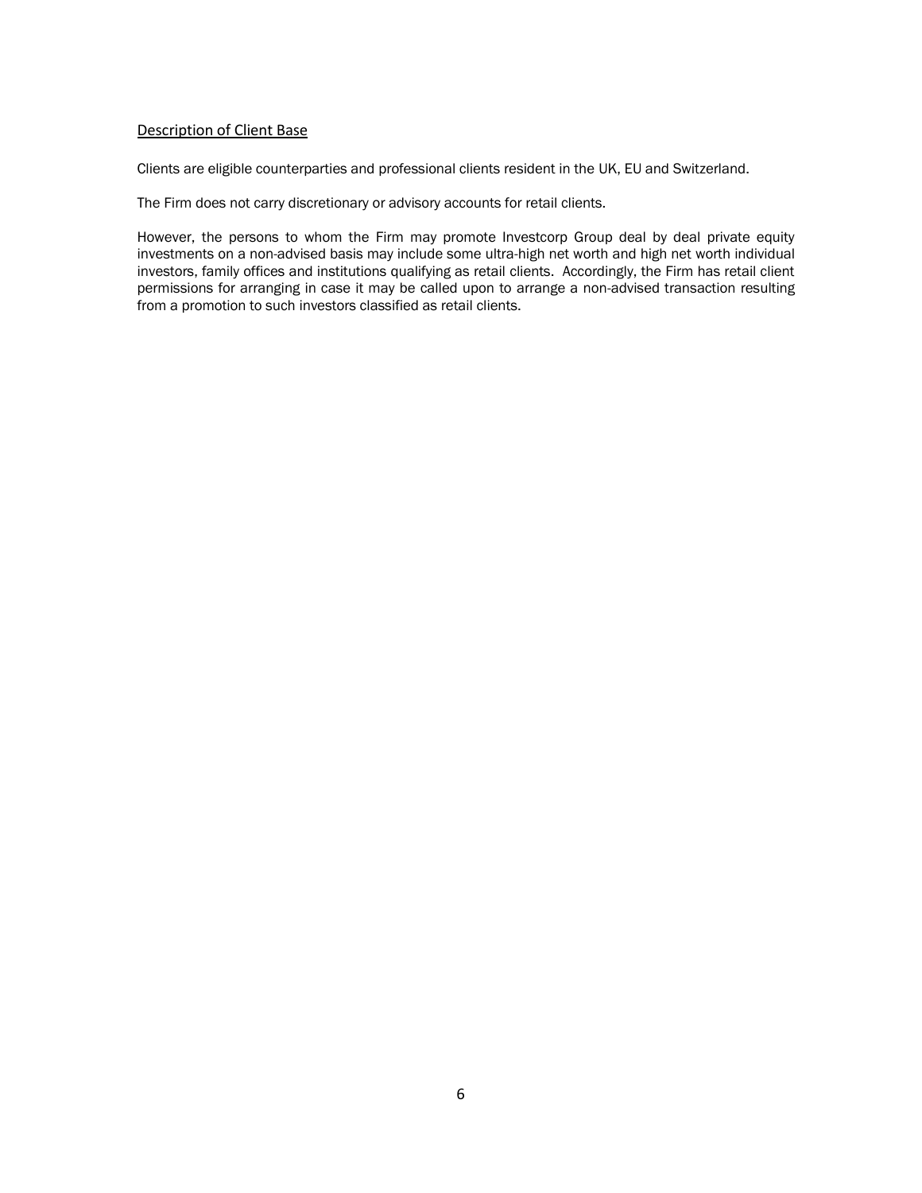## Description of Client Base

Clients are eligible counterparties and professional clients resident in the UK, EU and Switzerland.

The Firm does not carry discretionary or advisory accounts for retail clients.

However, the persons to whom the Firm may promote Investcorp Group deal by deal private equity investments on a non-advised basis may include some ultra-high net worth and high net worth individual investors, family offices and institutions qualifying as retail clients. Accordingly, the Firm has retail client permissions for arranging in case it may be called upon to arrange a non-advised transaction resulting from a promotion to such investors classified as retail clients.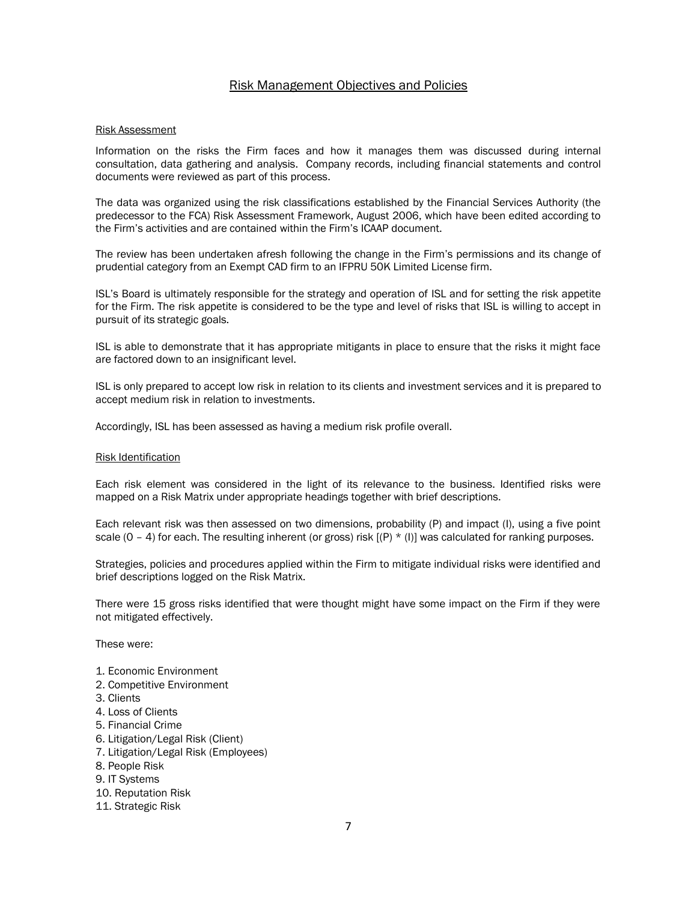## Risk Management Objectives and Policies

### Risk Assessment

Information on the risks the Firm faces and how it manages them was discussed during internal consultation, data gathering and analysis. Company records, including financial statements and control documents were reviewed as part of this process.

The data was organized using the risk classifications established by the Financial Services Authority (the predecessor to the FCA) Risk Assessment Framework, August 2006, which have been edited according to the Firm's activities and are contained within the Firm's ICAAP document.

The review has been undertaken afresh following the change in the Firm's permissions and its change of prudential category from an Exempt CAD firm to an IFPRU 50K Limited License firm.

ISL's Board is ultimately responsible for the strategy and operation of ISL and for setting the risk appetite for the Firm. The risk appetite is considered to be the type and level of risks that ISL is willing to accept in pursuit of its strategic goals.

ISL is able to demonstrate that it has appropriate mitigants in place to ensure that the risks it might face are factored down to an insignificant level.

ISL is only prepared to accept low risk in relation to its clients and investment services and it is prepared to accept medium risk in relation to investments.

Accordingly, ISL has been assessed as having a medium risk profile overall.

### Risk Identification

Each risk element was considered in the light of its relevance to the business. Identified risks were mapped on a Risk Matrix under appropriate headings together with brief descriptions.

Each relevant risk was then assessed on two dimensions, probability (P) and impact (I), using a five point scale (0 – 4) for each. The resulting inherent (or gross) risk [(P) * (I)] was calculated for ranking purposes.

Strategies, policies and procedures applied within the Firm to mitigate individual risks were identified and brief descriptions logged on the Risk Matrix.

There were 15 gross risks identified that were thought might have some impact on the Firm if they were not mitigated effectively.

These were:

1. Economic Environment
2. Competitive Environment
3. Clients
4. Loss of Clients
5. Financial Crime
6. Litigation/Legal Risk (Client)
7. Litigation/Legal Risk (Employees)
8. People Risk
9. IT Systems
10. Reputation Risk
11. Strategic Risk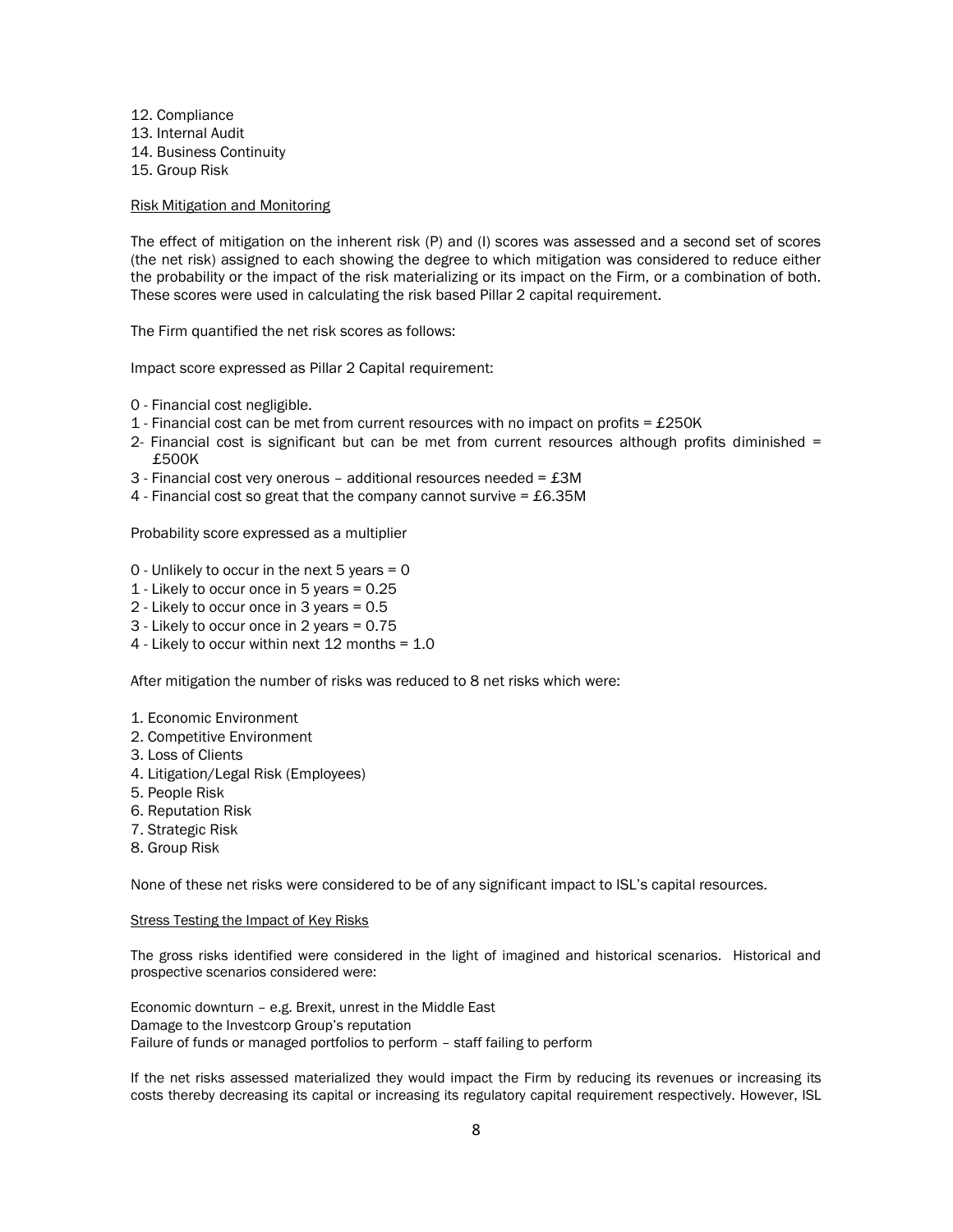12. Compliance
13. Internal Audit
14. Business Continuity
15. Group Risk

## Risk Mitigation and Monitoring

The effect of mitigation on the inherent risk (P) and (I) scores was assessed and a second set of scores (the net risk) assigned to each showing the degree to which mitigation was considered to reduce either the probability or the impact of the risk materializing or its impact on the Firm, or a combination of both. These scores were used in calculating the risk based Pillar 2 capital requirement.

The Firm quantified the net risk scores as follows:

Impact score expressed as Pillar 2 Capital requirement:

0 - Financial cost negligible.
1 - Financial cost can be met from current resources with no impact on profits = £250K
2- Financial cost is significant but can be met from current resources although profits diminished = £500K
3 - Financial cost very onerous – additional resources needed = £3M
4 - Financial cost so great that the company cannot survive = £6.35M

Probability score expressed as a multiplier

0 - Unlikely to occur in the next 5 years = 0
1 - Likely to occur once in 5 years = 0.25
2 - Likely to occur once in 3 years = 0.5
3 - Likely to occur once in 2 years = 0.75
4 - Likely to occur within next 12 months = 1.0

After mitigation the number of risks was reduced to 8 net risks which were:

1. Economic Environment
2. Competitive Environment
3. Loss of Clients
4. Litigation/Legal Risk (Employees)
5. People Risk
6. Reputation Risk
7. Strategic Risk
8. Group Risk

None of these net risks were considered to be of any significant impact to ISL's capital resources.

## Stress Testing the Impact of Key Risks

The gross risks identified were considered in the light of imagined and historical scenarios. Historical and prospective scenarios considered were:

Economic downturn – e.g. Brexit, unrest in the Middle East
Damage to the Investcorp Group's reputation
Failure of funds or managed portfolios to perform – staff failing to perform

If the net risks assessed materialized they would impact the Firm by reducing its revenues or increasing its costs thereby decreasing its capital or increasing its regulatory capital requirement respectively. However, ISL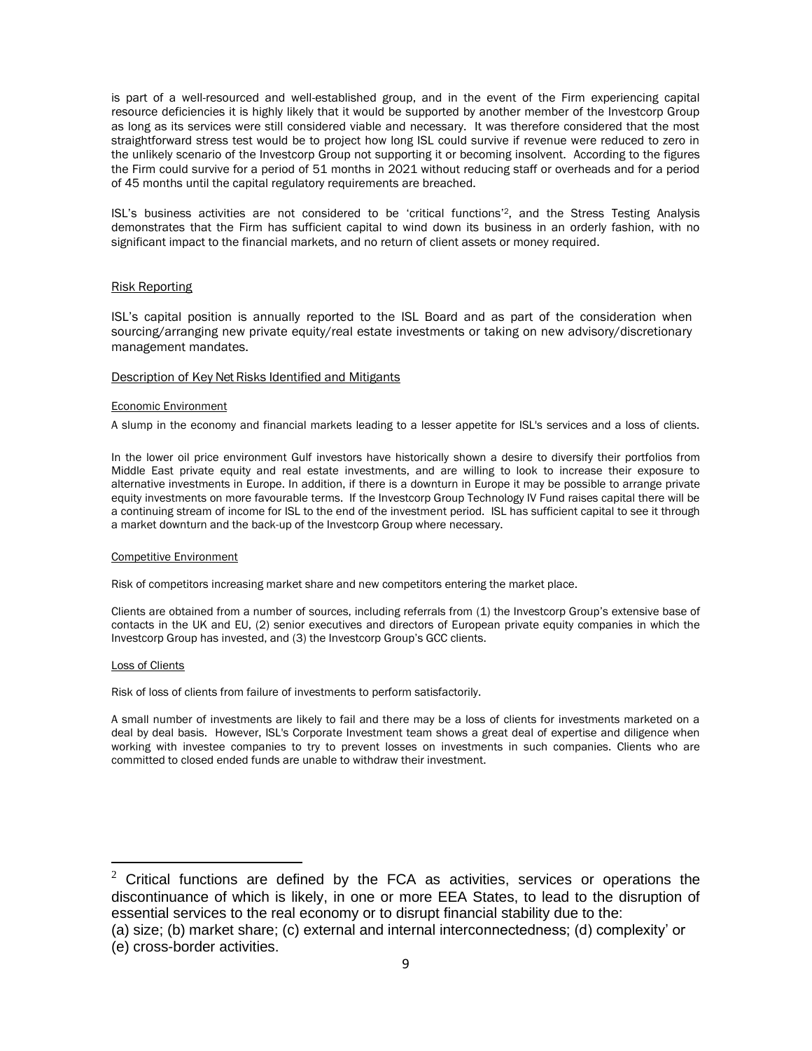is part of a well-resourced and well-established group, and in the event of the Firm experiencing capital resource deficiencies it is highly likely that it would be supported by another member of the Investcorp Group as long as its services were still considered viable and necessary. It was therefore considered that the most straightforward stress test would be to project how long ISL could survive if revenue were reduced to zero in the unlikely scenario of the Investcorp Group not supporting it or becoming insolvent. According to the figures the Firm could survive for a period of 51 months in 2021 without reducing staff or overheads and for a period of 45 months until the capital regulatory requirements are breached.

ISL's business activities are not considered to be 'critical functions'[2], and the Stress Testing Analysis demonstrates that the Firm has sufficient capital to wind down its business in an orderly fashion, with no significant impact to the financial markets, and no return of client assets or money required.

Risk Reporting

ISL's capital position is annually reported to the ISL Board and as part of the consideration when sourcing/arranging new private equity/real estate investments or taking on new advisory/discretionary management mandates.

Description of Key Net Risks Identified and Mitigants

Economic Environment

A slump in the economy and financial markets leading to a lesser appetite for ISL's services and a loss of clients.

In the lower oil price environment Gulf investors have historically shown a desire to diversify their portfolios from Middle East private equity and real estate investments, and are willing to look to increase their exposure to alternative investments in Europe. In addition, if there is a downturn in Europe it may be possible to arrange private equity investments on more favourable terms. If the Investcorp Group Technology IV Fund raises capital there will be a continuing stream of income for ISL to the end of the investment period. ISL has sufficient capital to see it through a market downturn and the back-up of the Investcorp Group where necessary.

Competitive Environment

Risk of competitors increasing market share and new competitors entering the market place.

Clients are obtained from a number of sources, including referrals from (1) the Investcorp Group's extensive base of contacts in the UK and EU, (2) senior executives and directors of European private equity companies in which the Investcorp Group has invested, and (3) the Investcorp Group's GCC clients.

Loss of Clients

Risk of loss of clients from failure of investments to perform satisfactorily.

A small number of investments are likely to fail and there may be a loss of clients for investments marketed on a deal by deal basis. However, ISL's Corporate Investment team shows a great deal of expertise and diligence when working with investee companies to try to prevent losses on investments in such companies. Clients who are committed to closed ended funds are unable to withdraw their investment.

---

[2] Critical functions are defined by the FCA as activities, services or operations the discontinuance of which is likely, in one or more EEA States, to lead to the disruption of essential services to the real economy or to disrupt financial stability due to the:
(a) size; (b) market share; (c) external and internal interconnectedness; (d) complexity' or
(e) cross-border activities.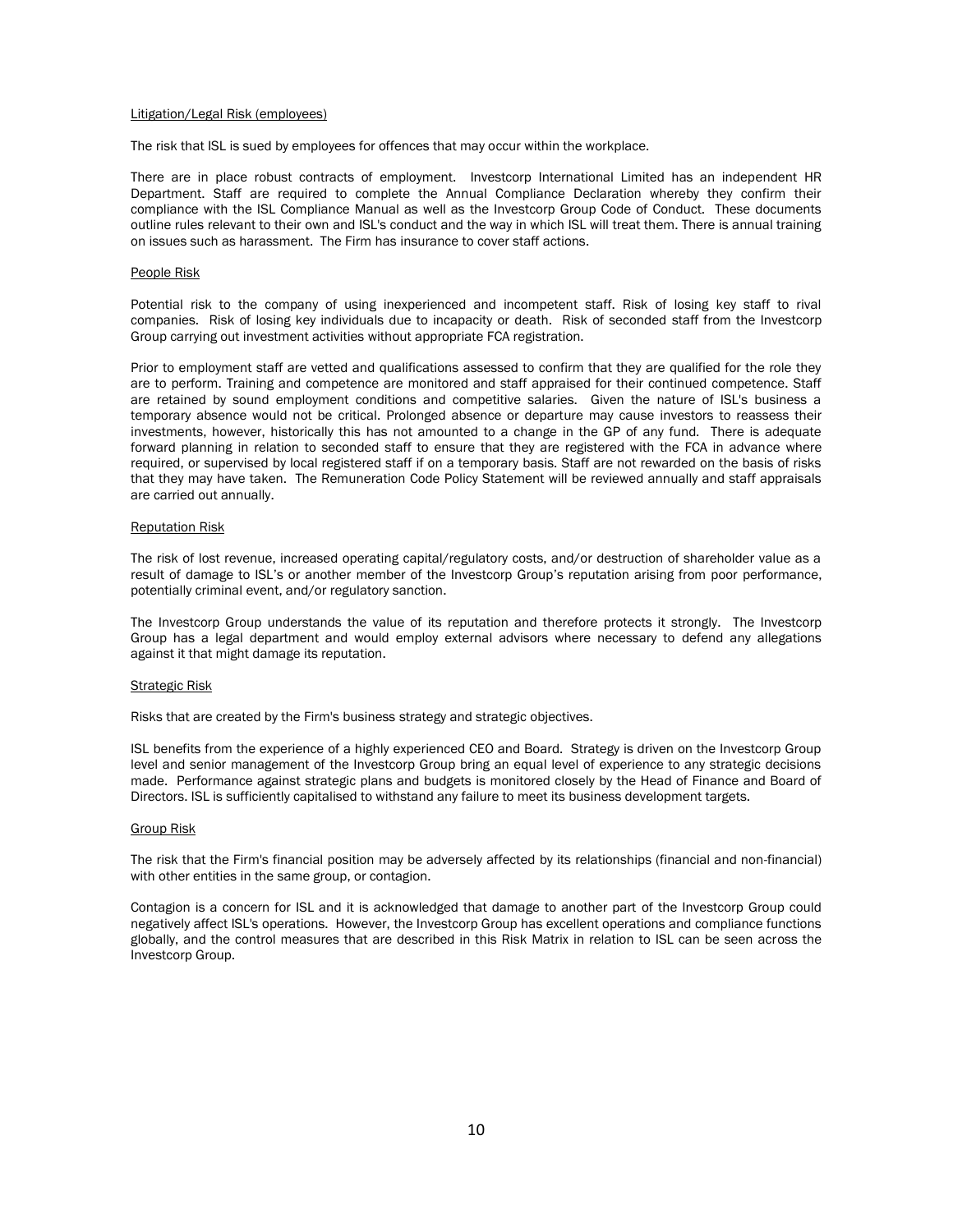Litigation/Legal Risk (employees)

The risk that ISL is sued by employees for offences that may occur within the workplace.

There are in place robust contracts of employment. Investcorp International Limited has an independent HR Department. Staff are required to complete the Annual Compliance Declaration whereby they confirm their compliance with the ISL Compliance Manual as well as the Investcorp Group Code of Conduct. These documents outline rules relevant to their own and ISL's conduct and the way in which ISL will treat them. There is annual training on issues such as harassment. The Firm has insurance to cover staff actions.

People Risk

Potential risk to the company of using inexperienced and incompetent staff. Risk of losing key staff to rival companies. Risk of losing key individuals due to incapacity or death. Risk of seconded staff from the Investcorp Group carrying out investment activities without appropriate FCA registration.

Prior to employment staff are vetted and qualifications assessed to confirm that they are qualified for the role they are to perform. Training and competence are monitored and staff appraised for their continued competence. Staff are retained by sound employment conditions and competitive salaries. Given the nature of ISL's business a temporary absence would not be critical. Prolonged absence or departure may cause investors to reassess their investments, however, historically this has not amounted to a change in the GP of any fund. There is adequate forward planning in relation to seconded staff to ensure that they are registered with the FCA in advance where required, or supervised by local registered staff if on a temporary basis. Staff are not rewarded on the basis of risks that they may have taken. The Remuneration Code Policy Statement will be reviewed annually and staff appraisals are carried out annually.

Reputation Risk

The risk of lost revenue, increased operating capital/regulatory costs, and/or destruction of shareholder value as a result of damage to ISL's or another member of the Investcorp Group's reputation arising from poor performance, potentially criminal event, and/or regulatory sanction.

The Investcorp Group understands the value of its reputation and therefore protects it strongly. The Investcorp Group has a legal department and would employ external advisors where necessary to defend any allegations against it that might damage its reputation.

Strategic Risk

Risks that are created by the Firm's business strategy and strategic objectives.

ISL benefits from the experience of a highly experienced CEO and Board. Strategy is driven on the Investcorp Group level and senior management of the Investcorp Group bring an equal level of experience to any strategic decisions made. Performance against strategic plans and budgets is monitored closely by the Head of Finance and Board of Directors. ISL is sufficiently capitalised to withstand any failure to meet its business development targets.

Group Risk

The risk that the Firm's financial position may be adversely affected by its relationships (financial and non-financial) with other entities in the same group, or contagion.

Contagion is a concern for ISL and it is acknowledged that damage to another part of the Investcorp Group could negatively affect ISL's operations. However, the Investcorp Group has excellent operations and compliance functions globally, and the control measures that are described in this Risk Matrix in relation to ISL can be seen across the Investcorp Group.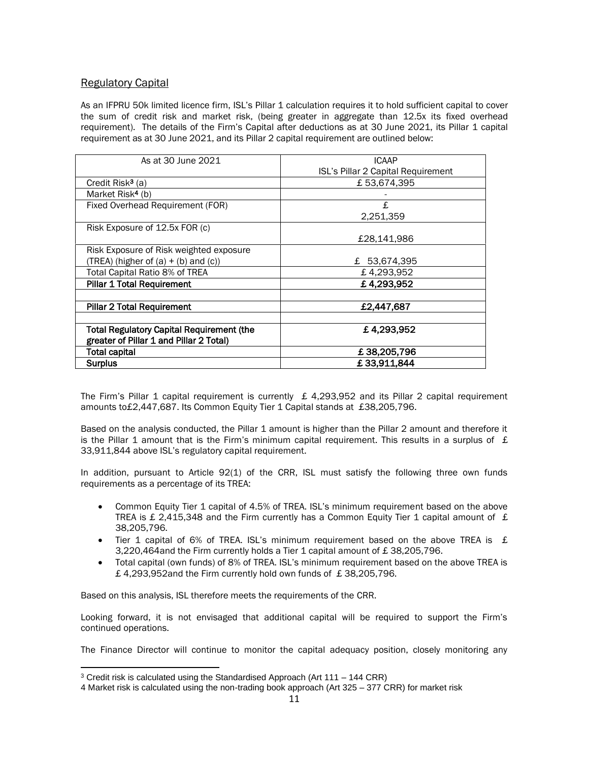## Regulatory Capital

As an IFPRU 50k limited licence firm, ISL's Pillar 1 calculation requires it to hold sufficient capital to cover the sum of credit risk and market risk, (being greater in aggregate than 12.5x its fixed overhead requirement). The details of the Firm's Capital after deductions as at 30 June 2021, its Pillar 1 capital requirement as at 30 June 2021, and its Pillar 2 capital requirement are outlined below:

| As at 30 June 2021 | ICAAP ISL's Pillar 2 Capital Requirement |
|---|---|
| Credit Risk[3] (a) | £ 53,674,395 |
| Market Risk[4] (b) | - |
| Fixed Overhead Requirement (FOR) | £ 2,251,359 |
| Risk Exposure of 12.5x FOR (c) | £28,141,986 |
| Risk Exposure of Risk weighted exposure (TREA) (higher of (a) + (b) and (c)) | £ 53,674,395 |
| Total Capital Ratio 8% of TREA | £ 4,293,952 |
| **Pillar 1 Total Requirement** | **£ 4,293,952** |
| | |
| **Pillar 2 Total Requirement** | **£2,447,687** |
| | |
| **Total Regulatory Capital Requirement (the greater of Pillar 1 and Pillar 2 Total)** | **£ 4,293,952** |
| **Total capital** | **£ 38,205,796** |
| **Surplus** | **£ 33,911,844** |

The Firm's Pillar 1 capital requirement is currently £ 4,293,952 and its Pillar 2 capital requirement amounts to£2,447,687. Its Common Equity Tier 1 Capital stands at £38,205,796.

Based on the analysis conducted, the Pillar 1 amount is higher than the Pillar 2 amount and therefore it is the Pillar 1 amount that is the Firm's minimum capital requirement. This results in a surplus of £ 33,911,844 above ISL's regulatory capital requirement.

In addition, pursuant to Article 92(1) of the CRR, ISL must satisfy the following three own funds requirements as a percentage of its TREA:

- Common Equity Tier 1 capital of 4.5% of TREA. ISL's minimum requirement based on the above TREA is £ 2,415,348 and the Firm currently has a Common Equity Tier 1 capital amount of £ 38,205,796.
- Tier 1 capital of 6% of TREA. ISL's minimum requirement based on the above TREA is £ 3,220,464and the Firm currently holds a Tier 1 capital amount of £ 38,205,796.
- Total capital (own funds) of 8% of TREA. ISL's minimum requirement based on the above TREA is £ 4,293,952and the Firm currently hold own funds of £ 38,205,796.

Based on this analysis, ISL therefore meets the requirements of the CRR.

Looking forward, it is not envisaged that additional capital will be required to support the Firm's continued operations.

The Finance Director will continue to monitor the capital adequacy position, closely monitoring any

[3] Credit risk is calculated using the Standardised Approach (Art 111 – 144 CRR)

[4] Market risk is calculated using the non-trading book approach (Art 325 – 377 CRR) for market risk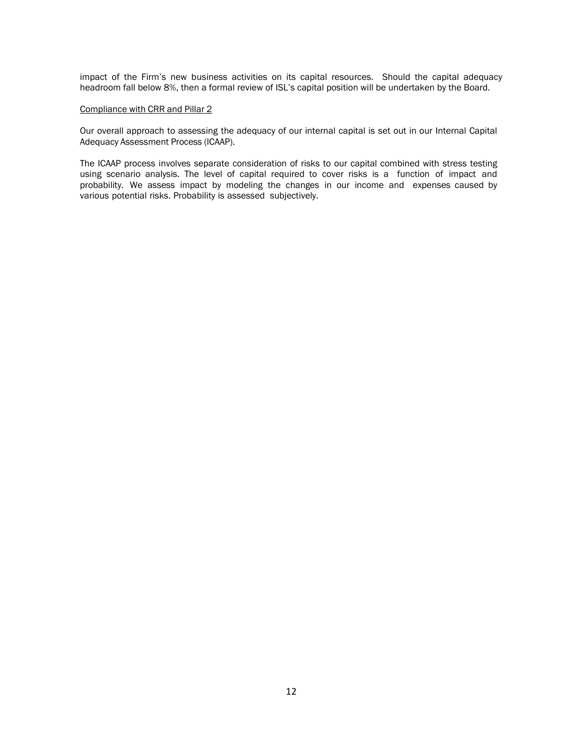impact of the Firm's new business activities on its capital resources. Should the capital adequacy headroom fall below 8%, then a formal review of ISL's capital position will be undertaken by the Board.

Compliance with CRR and Pillar 2

Our overall approach to assessing the adequacy of our internal capital is set out in our Internal Capital Adequacy Assessment Process (ICAAP).

The ICAAP process involves separate consideration of risks to our capital combined with stress testing using scenario analysis. The level of capital required to cover risks is a function of impact and probability. We assess impact by modeling the changes in our income and expenses caused by various potential risks. Probability is assessed subjectively.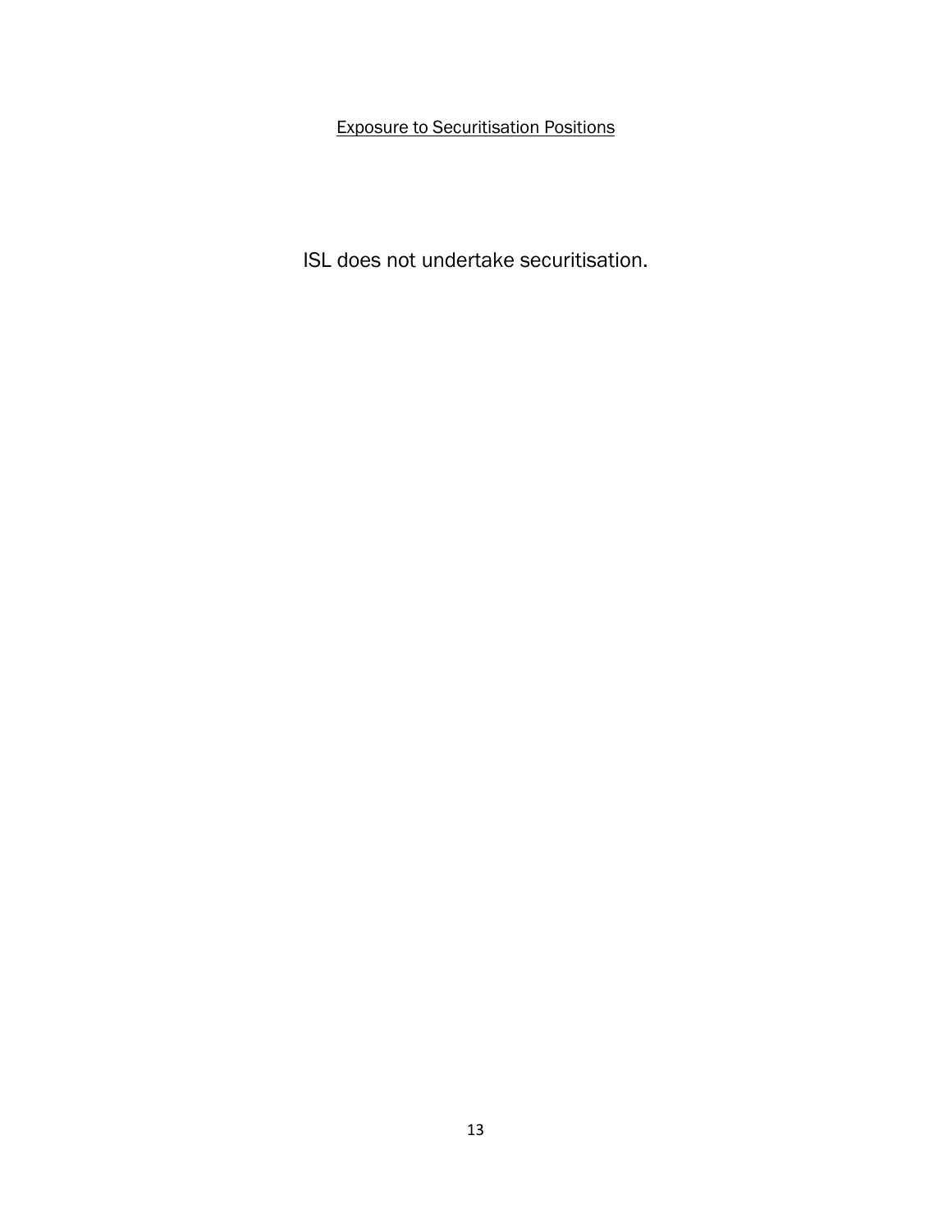## Exposure to Securitisation Positions

ISL does not undertake securitisation.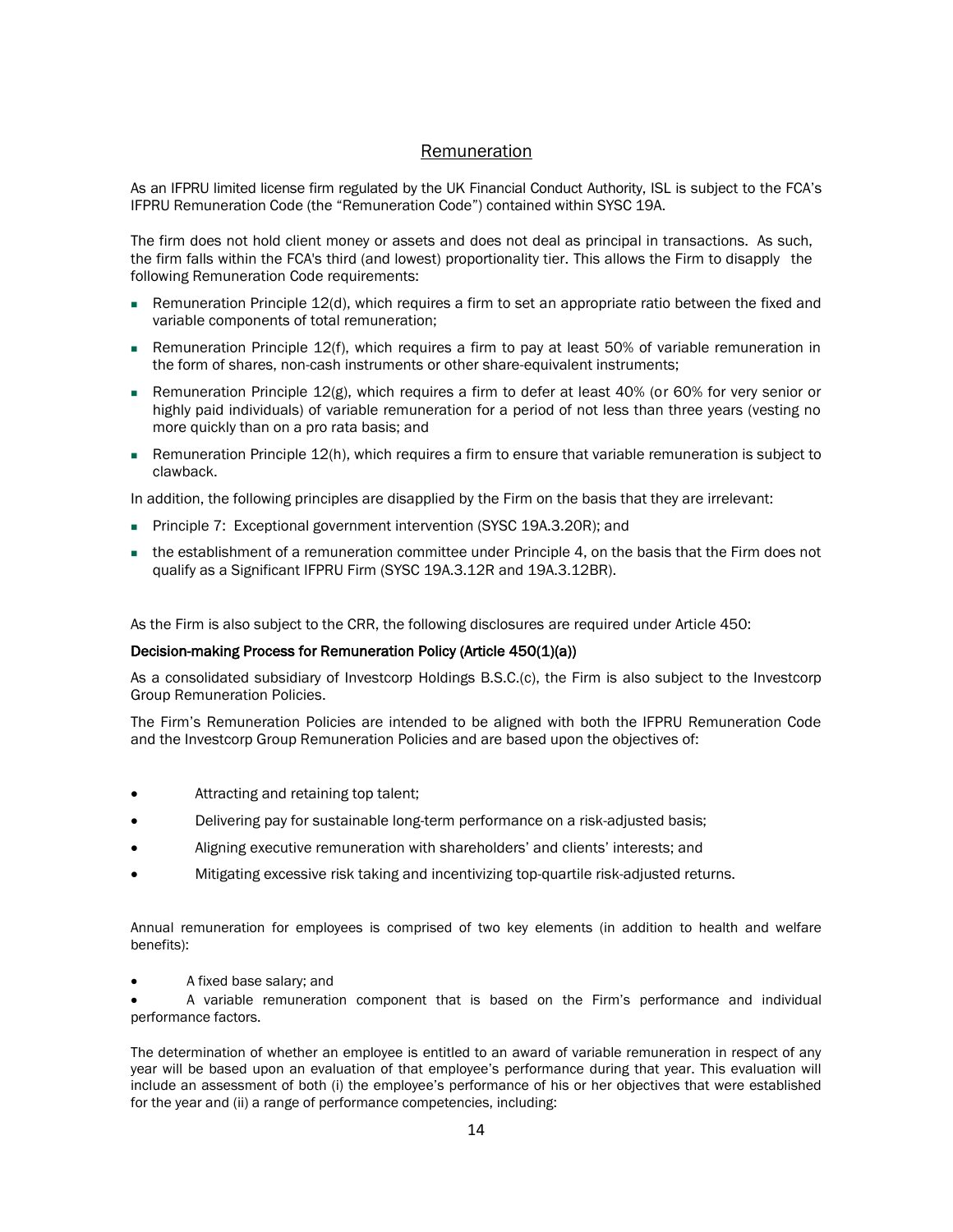## Remuneration

As an IFPRU limited license firm regulated by the UK Financial Conduct Authority, ISL is subject to the FCA's IFPRU Remuneration Code (the "Remuneration Code") contained within SYSC 19A.

The firm does not hold client money or assets and does not deal as principal in transactions. As such, the firm falls within the FCA's third (and lowest) proportionality tier. This allows the Firm to disapply the following Remuneration Code requirements:

- Remuneration Principle 12(d), which requires a firm to set an appropriate ratio between the fixed and variable components of total remuneration;
- Remuneration Principle 12(f), which requires a firm to pay at least 50% of variable remuneration in the form of shares, non-cash instruments or other share-equivalent instruments;
- Remuneration Principle 12(g), which requires a firm to defer at least 40% (or 60% for very senior or highly paid individuals) of variable remuneration for a period of not less than three years (vesting no more quickly than on a pro rata basis; and
- Remuneration Principle 12(h), which requires a firm to ensure that variable remuneration is subject to clawback.

In addition, the following principles are disapplied by the Firm on the basis that they are irrelevant:

- Principle 7: Exceptional government intervention (SYSC 19A.3.20R); and
- the establishment of a remuneration committee under Principle 4, on the basis that the Firm does not qualify as a Significant IFPRU Firm (SYSC 19A.3.12R and 19A.3.12BR).

As the Firm is also subject to the CRR, the following disclosures are required under Article 450:

**Decision-making Process for Remuneration Policy (Article 450(1)(a))**

As a consolidated subsidiary of Investcorp Holdings B.S.C.(c), the Firm is also subject to the Investcorp Group Remuneration Policies.

The Firm's Remuneration Policies are intended to be aligned with both the IFPRU Remuneration Code and the Investcorp Group Remuneration Policies and are based upon the objectives of:

- Attracting and retaining top talent;
- Delivering pay for sustainable long-term performance on a risk-adjusted basis;
- Aligning executive remuneration with shareholders' and clients' interests; and
- Mitigating excessive risk taking and incentivizing top-quartile risk-adjusted returns.

Annual remuneration for employees is comprised of two key elements (in addition to health and welfare benefits):

- A fixed base salary; and
- A variable remuneration component that is based on the Firm's performance and individual performance factors.

The determination of whether an employee is entitled to an award of variable remuneration in respect of any year will be based upon an evaluation of that employee's performance during that year. This evaluation will include an assessment of both (i) the employee's performance of his or her objectives that were established for the year and (ii) a range of performance competencies, including: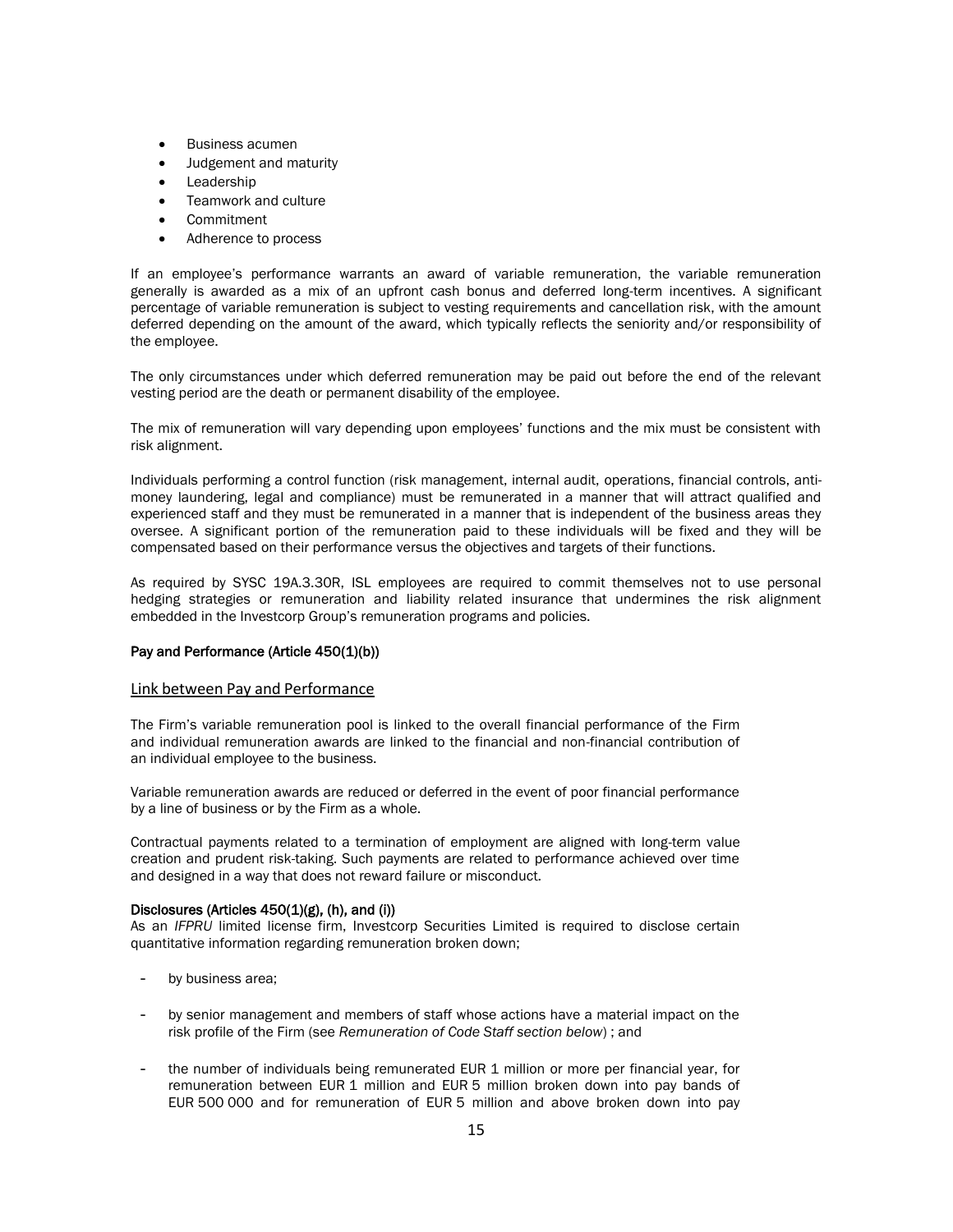- Business acumen
- Judgement and maturity
- Leadership
- Teamwork and culture
- Commitment
- Adherence to process

If an employee's performance warrants an award of variable remuneration, the variable remuneration generally is awarded as a mix of an upfront cash bonus and deferred long-term incentives. A significant percentage of variable remuneration is subject to vesting requirements and cancellation risk, with the amount deferred depending on the amount of the award, which typically reflects the seniority and/or responsibility of the employee.

The only circumstances under which deferred remuneration may be paid out before the end of the relevant vesting period are the death or permanent disability of the employee.

The mix of remuneration will vary depending upon employees' functions and the mix must be consistent with risk alignment.

Individuals performing a control function (risk management, internal audit, operations, financial controls, anti-money laundering, legal and compliance) must be remunerated in a manner that will attract qualified and experienced staff and they must be remunerated in a manner that is independent of the business areas they oversee. A significant portion of the remuneration paid to these individuals will be fixed and they will be compensated based on their performance versus the objectives and targets of their functions.

As required by SYSC 19A.3.30R, ISL employees are required to commit themselves not to use personal hedging strategies or remuneration and liability related insurance that undermines the risk alignment embedded in the Investcorp Group's remuneration programs and policies.

**Pay and Performance (Article 450(1)(b))**

## Link between Pay and Performance

The Firm's variable remuneration pool is linked to the overall financial performance of the Firm and individual remuneration awards are linked to the financial and non-financial contribution of an individual employee to the business.

Variable remuneration awards are reduced or deferred in the event of poor financial performance by a line of business or by the Firm as a whole.

Contractual payments related to a termination of employment are aligned with long-term value creation and prudent risk-taking. Such payments are related to performance achieved over time and designed in a way that does not reward failure or misconduct.

**Disclosures (Articles 450(1)(g), (h), and (i))**

As an *IFPRU* limited license firm, Investcorp Securities Limited is required to disclose certain quantitative information regarding remuneration broken down;

- by business area;
- by senior management and members of staff whose actions have a material impact on the risk profile of the Firm (see *Remuneration of Code Staff section below*) ; and
- the number of individuals being remunerated EUR 1 million or more per financial year, for remuneration between EUR 1 million and EUR 5 million broken down into pay bands of EUR 500 000 and for remuneration of EUR 5 million and above broken down into pay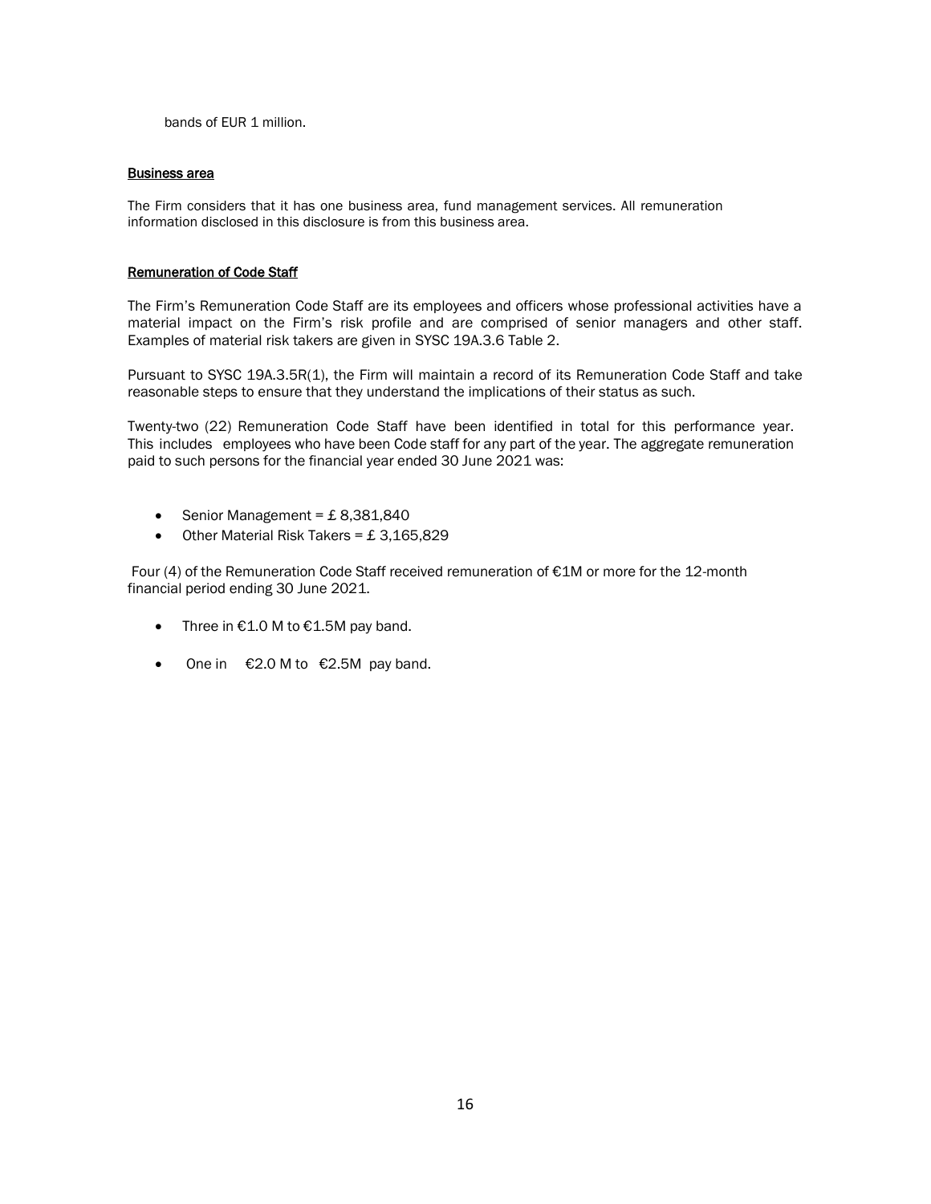bands of EUR 1 million.

**Business area**

The Firm considers that it has one business area, fund management services. All remuneration information disclosed in this disclosure is from this business area.

**Remuneration of Code Staff**

The Firm's Remuneration Code Staff are its employees and officers whose professional activities have a material impact on the Firm's risk profile and are comprised of senior managers and other staff. Examples of material risk takers are given in SYSC 19A.3.6 Table 2.

Pursuant to SYSC 19A.3.5R(1), the Firm will maintain a record of its Remuneration Code Staff and take reasonable steps to ensure that they understand the implications of their status as such.

Twenty-two (22) Remuneration Code Staff have been identified in total for this performance year. This includes employees who have been Code staff for any part of the year. The aggregate remuneration paid to such persons for the financial year ended 30 June 2021 was:

- Senior Management = £ 8,381,840
- Other Material Risk Takers = £ 3,165,829

Four (4) of the Remuneration Code Staff received remuneration of €1M or more for the 12-month financial period ending 30 June 2021.

- Three in €1.0 M to €1.5M pay band.
- One in €2.0 M to €2.5M pay band.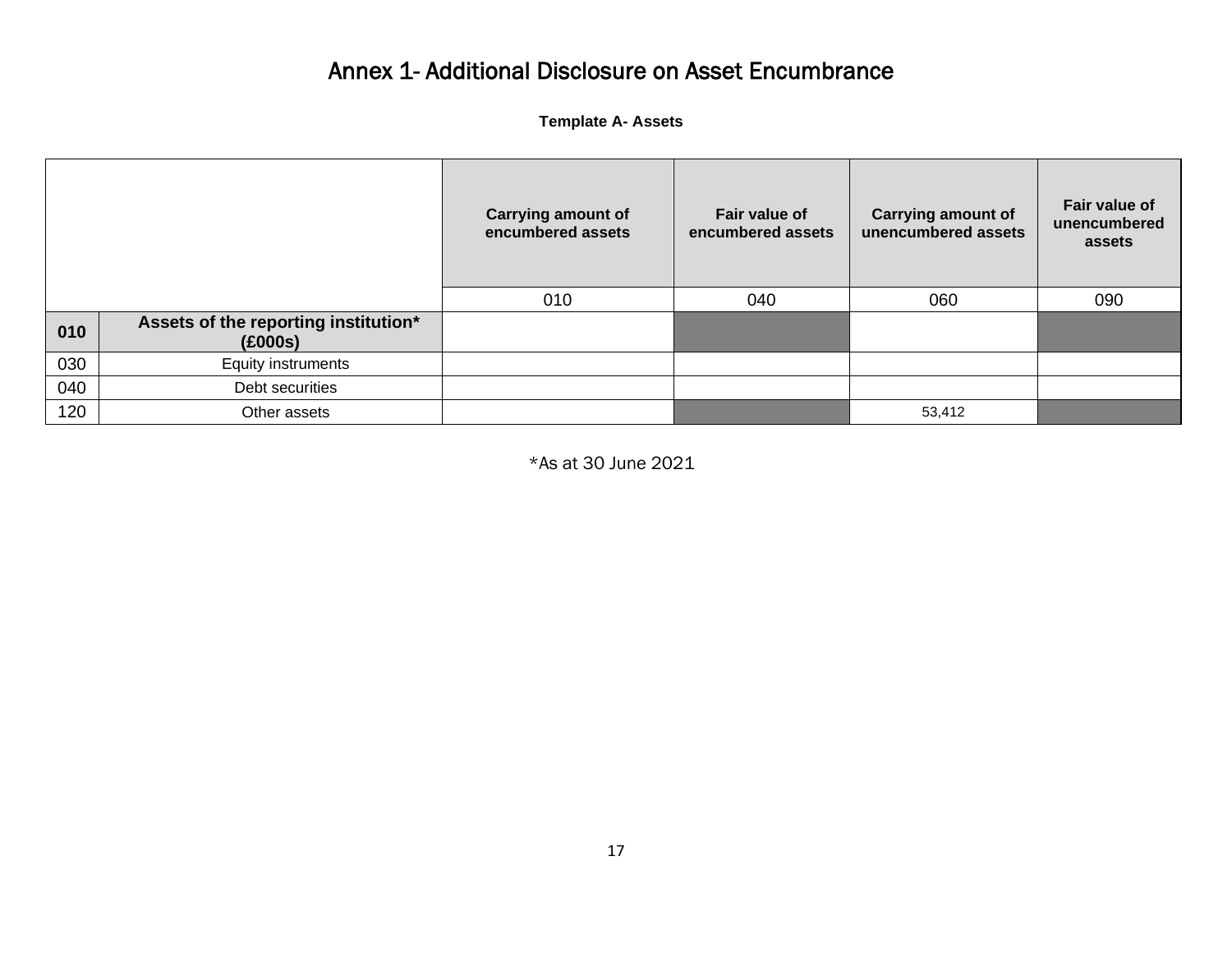# Annex 1- Additional Disclosure on Asset Encumbrance

**Template A- Assets**

| | | Carrying amount of encumbered assets | Fair value of encumbered assets | Carrying amount of unencumbered assets | Fair value of unencumbered assets |
|---|---|---|---|---|---|
| | | 010 | 040 | 060 | 090 |
| **010** | **Assets of the reporting institution* (£000s)** | | | | |
| 030 | Equity instruments | | | | |
| 040 | Debt securities | | | | |
| 120 | Other assets | | | 53,412 | |

*As at 30 June 2021